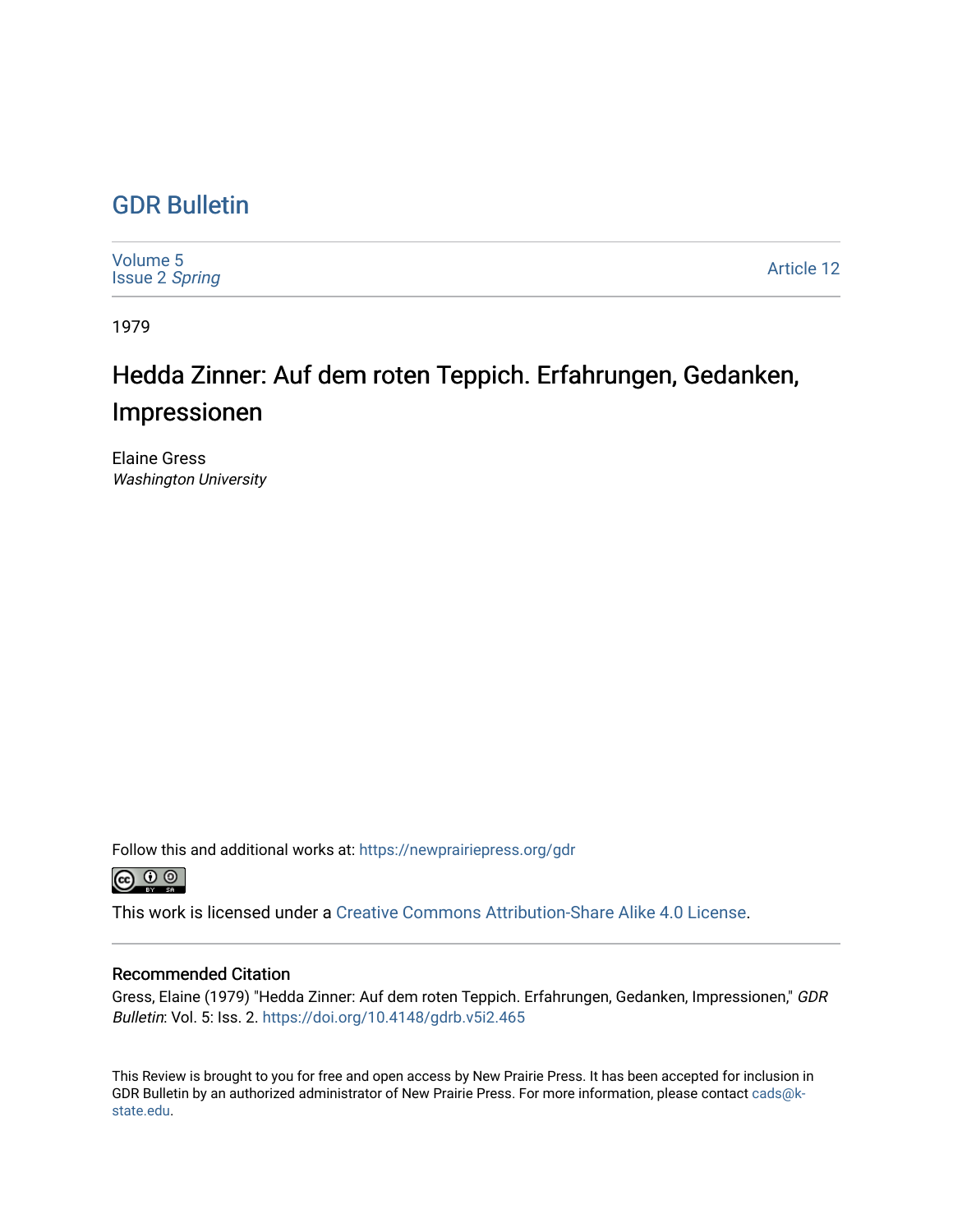# GDR Bulletin

Volume 5
Issue 2 *Spring*

Article 12

1979

## Hedda Zinner: Auf dem roten Teppich. Erfahrungen, Gedanken, Impressionen

Elaine Gress
*Washington University*

Follow this and additional works at: https://newprairiepress.org/gdr

This work is licensed under a Creative Commons Attribution-Share Alike 4.0 License.

### Recommended Citation

Gress, Elaine (1979) "Hedda Zinner: Auf dem roten Teppich. Erfahrungen, Gedanken, Impressionen," *GDR Bulletin*: Vol. 5: Iss. 2. https://doi.org/10.4148/gdrb.v5i2.465

This Review is brought to you for free and open access by New Prairie Press. It has been accepted for inclusion in GDR Bulletin by an authorized administrator of New Prairie Press. For more information, please contact cads@k-state.edu.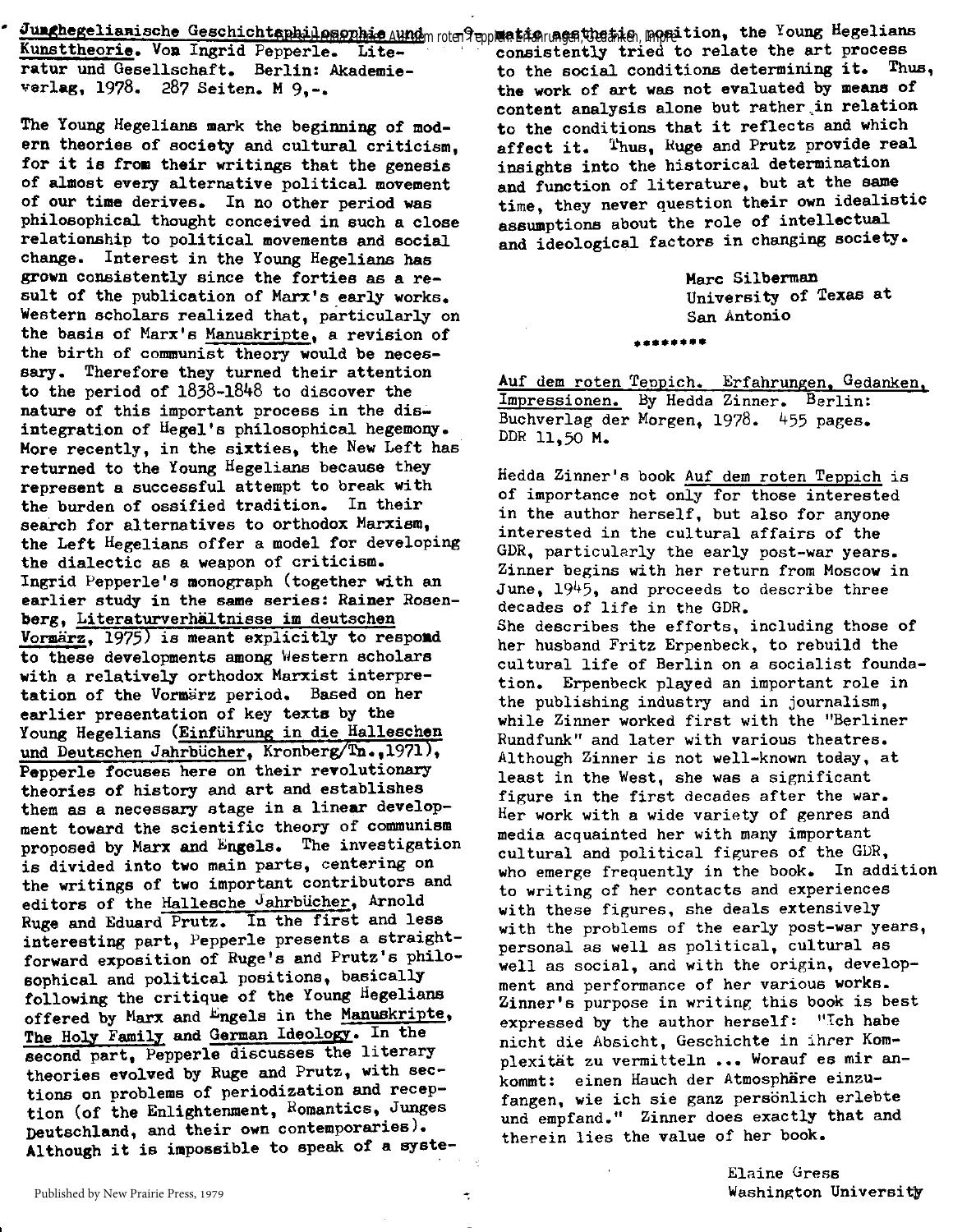**Junghegelianische Geschichtsphilosophie und Kunsttheorie.** Von Ingrid Pepperle. Literatur und Gesellschaft. Berlin: Akademieverlag, 1978. 287 Seiten. M 9,-.

The Young Hegelians mark the beginning of modern theories of society and cultural criticism, for it is from their writings that the genesis of almost every alternative political movement of our time derives. In no other period was philosophical thought conceived in such a close relationship to political movements and social change. Interest in the Young Hegelians has grown consistently since the forties as a result of the publication of Marx's early works. Western scholars realized that, particularly on the basis of Marx's Manuskripte, a revision of the birth of communist theory would be necessary. Therefore they turned their attention to the period of 1838-1848 to discover the nature of this important process in the disintegration of Hegel's philosophical hegemony. More recently, in the sixties, the New Left has returned to the Young Hegelians because they represent a successful attempt to break with the burden of ossified tradition. In their search for alternatives to orthodox Marxism, the Left Hegelians offer a model for developing the dialectic as a weapon of criticism. Ingrid Pepperle's monograph (together with an earlier study in the same series: Rainer Rosenberg, Literaturverhältnisse im deutschen Vormärz, 1975) is meant explicitly to respond to these developments among Western scholars with a relatively orthodox Marxist interpretation of the Vormärz period. Based on her earlier presentation of key texts by the Young Hegelians (Einführung in die Halleschen und Deutschen Jahrbücher, Kronberg/Tn.,1971), Pepperle focuses here on their revolutionary theories of history and art and establishes them as a necessary stage in a linear development toward the scientific theory of communism proposed by Marx and Engels. The investigation is divided into two main parts, centering on the writings of two important contributors and editors of the Hallesche Jahrbücher, Arnold Ruge and Eduard Prutz. In the first and less interesting part, Pepperle presents a straightforward exposition of Ruge's and Prutz's philosophical and political positions, basically following the critique of the Young Hegelians offered by Marx and Engels in the Manuskripte, The Holy Family and German Ideology. In the second part, Pepperle discusses the literary theories evolved by Ruge and Prutz, with sections on problems of periodization and reception (of the Enlightenment, Romantics, Junges Deutschland, and their own contemporaries). Although it is impossible to speak of a systematic aesthetic position, the Young Hegelians consistently tried to relate the art process to the social conditions determining it. Thus, the work of art was not evaluated by means of content analysis alone but rather in relation to the conditions that it reflects and which affect it. Thus, Ruge and Prutz provide real insights into the historical determination and function of literature, but at the same time, they never question their own idealistic assumptions about the role of intellectual and ideological factors in changing society.

Marc Silberman
University of Texas at San Antonio

\*\*\*\*\*\*\*\*

**Auf dem roten Teppich. Erfahrungen, Gedanken, Impressionen.** By Hedda Zinner. Berlin: Buchverlag der Morgen, 1978. 455 pages. DDR 11,50 M.

Hedda Zinner's book Auf dem roten Teppich is of importance not only for those interested in the author herself, but also for anyone interested in the cultural affairs of the GDR, particularly the early post-war years. Zinner begins with her return from Moscow in June, 1945, and proceeds to describe three decades of life in the GDR.

She describes the efforts, including those of her husband Fritz Erpenbeck, to rebuild the cultural life of Berlin on a socialist foundation. Erpenbeck played an important role in the publishing industry and in journalism, while Zinner worked first with the "Berliner Rundfunk" and later with various theatres. Although Zinner is not well-known today, at least in the West, she was a significant figure in the first decades after the war. Her work with a wide variety of genres and media acquainted her with many important cultural and political figures of the GDR, who emerge frequently in the book. In addition to writing of her contacts and experiences with these figures, she deals extensively with the problems of the early post-war years, personal as well as political, cultural as well as social, and with the origin, development and performance of her various works. Zinner's purpose in writing this book is best expressed by the author herself: "Ich habe nicht die Absicht, Geschichte in ihrer Komplexität zu vermitteln ... Worauf es mir ankommt: einen Hauch der Atmosphäre einzufangen, wie ich sie ganz persönlich erlebte und empfand." Zinner does exactly that and therein lies the value of her book.

Elaine Gress
Washington University